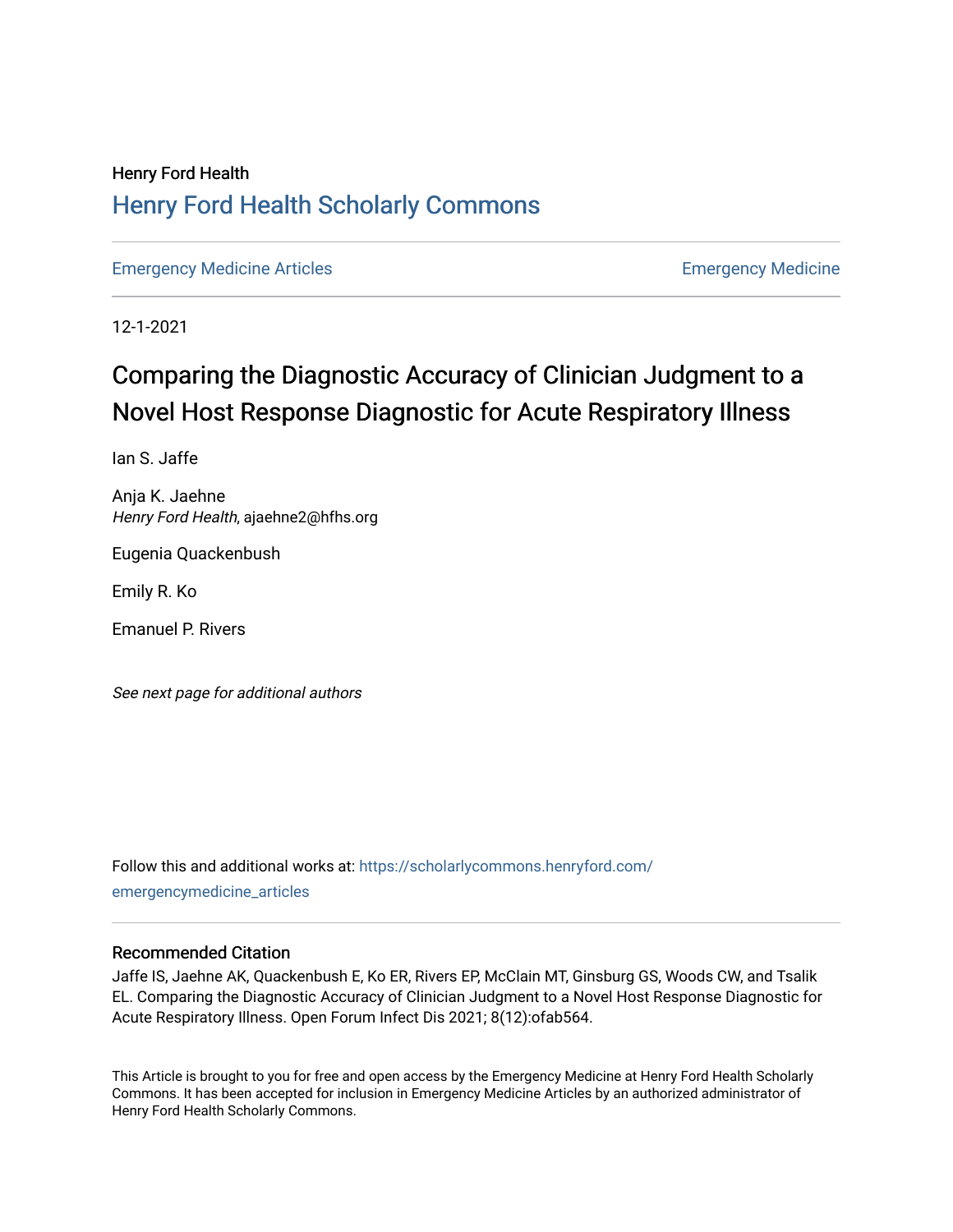Henry Ford Health

# Henry Ford Health Scholarly Commons

Emergency Medicine Articles | Emergency Medicine

12-1-2021

## Comparing the Diagnostic Accuracy of Clinician Judgment to a Novel Host Response Diagnostic for Acute Respiratory Illness

Ian S. Jaffe

Anja K. Jaehne
*Henry Ford Health*, ajaehne2@hfhs.org

Eugenia Quackenbush

Emily R. Ko

Emanuel P. Rivers

*See next page for additional authors*

Follow this and additional works at: https://scholarlycommons.henryford.com/emergencymedicine_articles

### Recommended Citation

Jaffe IS, Jaehne AK, Quackenbush E, Ko ER, Rivers EP, McClain MT, Ginsburg GS, Woods CW, and Tsalik EL. Comparing the Diagnostic Accuracy of Clinician Judgment to a Novel Host Response Diagnostic for Acute Respiratory Illness. Open Forum Infect Dis 2021; 8(12):ofab564.

This Article is brought to you for free and open access by the Emergency Medicine at Henry Ford Health Scholarly Commons. It has been accepted for inclusion in Emergency Medicine Articles by an authorized administrator of Henry Ford Health Scholarly Commons.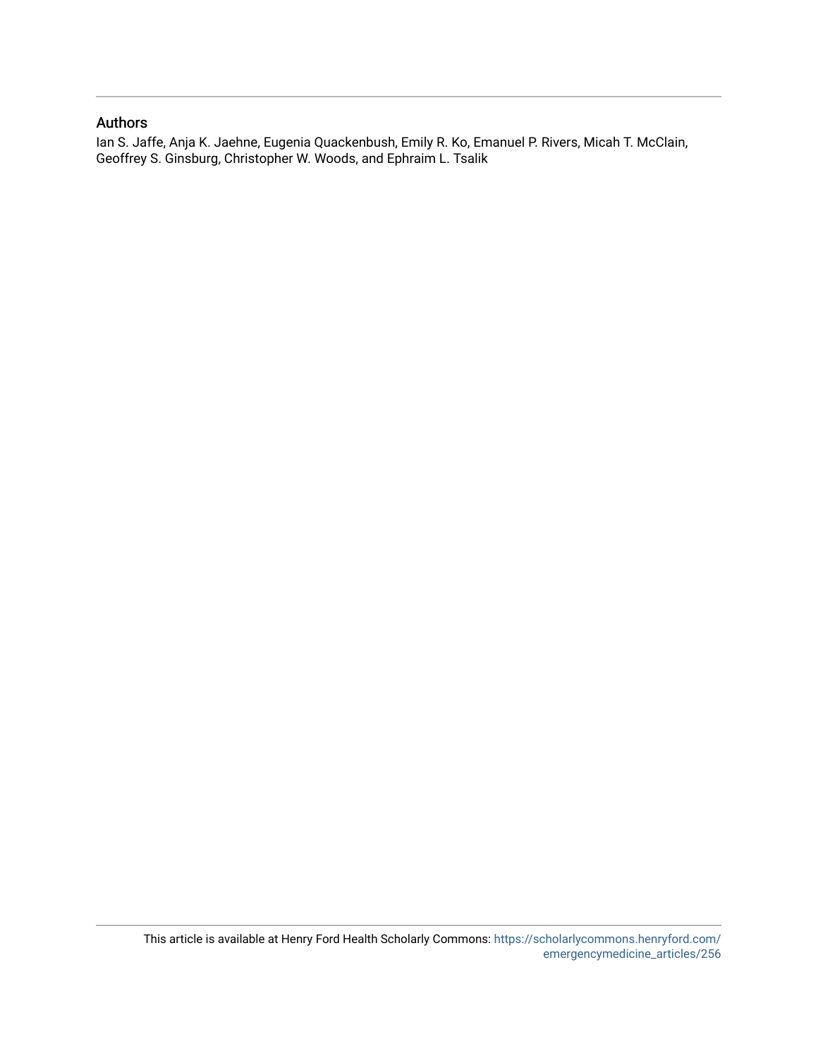## Authors

Ian S. Jaffe, Anja K. Jaehne, Eugenia Quackenbush, Emily R. Ko, Emanuel P. Rivers, Micah T. McClain, Geoffrey S. Ginsburg, Christopher W. Woods, and Ephraim L. Tsalik

This article is available at Henry Ford Health Scholarly Commons: https://scholarlycommons.henryford.com/emergencymedicine_articles/256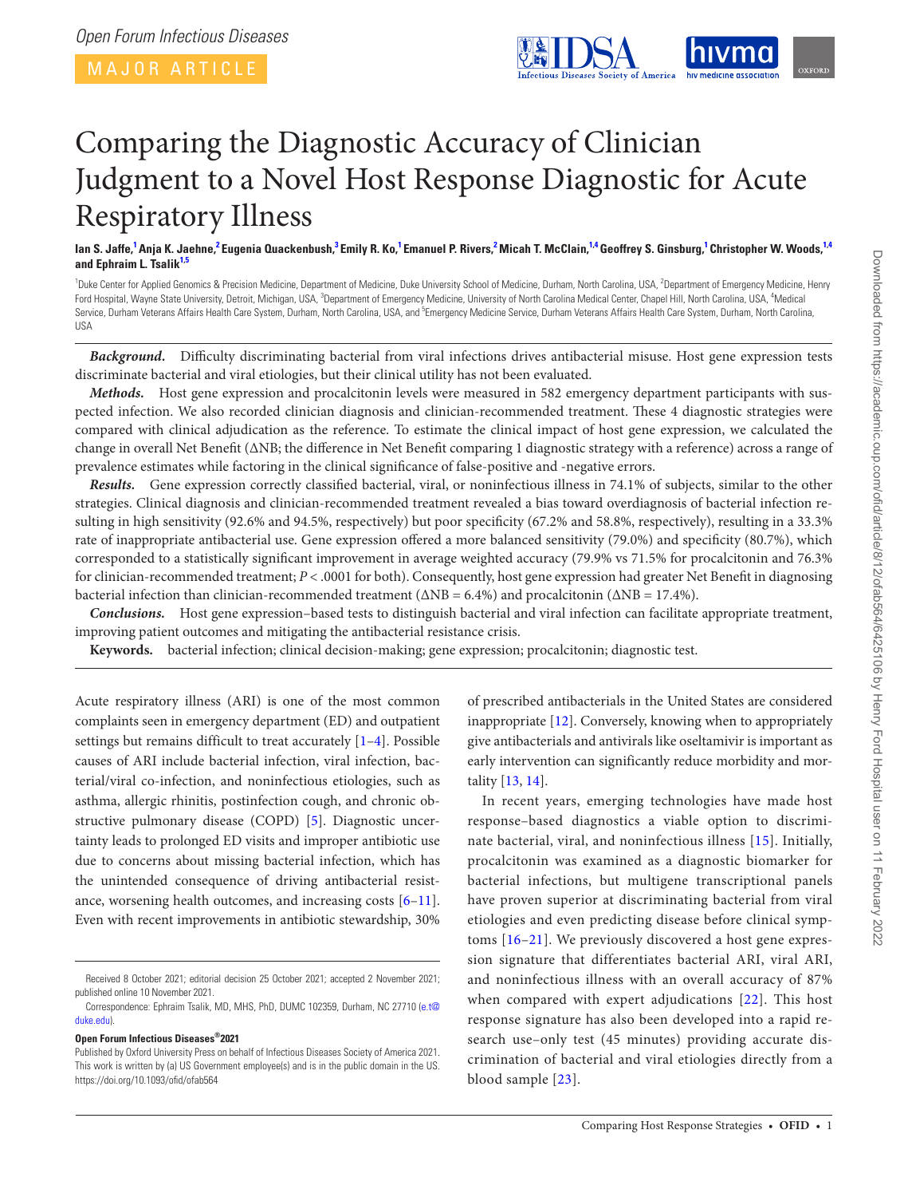# Comparing the Diagnostic Accuracy of Clinician Judgment to a Novel Host Response Diagnostic for Acute Respiratory Illness

**Ian S. Jaffe,[1] Anja K. Jaehne,[2] Eugenia Quackenbush,[3] Emily R. Ko,[1] Emanuel P. Rivers,[2] Micah T. McClain,[1,4] Geoffrey S. Ginsburg,[1] Christopher W. Woods,[1,4] and Ephraim L. Tsalik[1,5]**

[1]Duke Center for Applied Genomics & Precision Medicine, Department of Medicine, Duke University School of Medicine, Durham, North Carolina, USA, [2]Department of Emergency Medicine, Henry Ford Hospital, Wayne State University, Detroit, Michigan, USA, [3]Department of Emergency Medicine, University of North Carolina Medical Center, Chapel Hill, North Carolina, USA, [4]Medical Service, Durham Veterans Affairs Health Care System, Durham, North Carolina, USA, and [5]Emergency Medicine Service, Durham Veterans Affairs Health Care System, Durham, North Carolina, USA

***Background.*** Difficulty discriminating bacterial from viral infections drives antibacterial misuse. Host gene expression tests discriminate bacterial and viral etiologies, but their clinical utility has not been evaluated.

***Methods.*** Host gene expression and procalcitonin levels were measured in 582 emergency department participants with suspected infection. We also recorded clinician diagnosis and clinician-recommended treatment. These 4 diagnostic strategies were compared with clinical adjudication as the reference. To estimate the clinical impact of host gene expression, we calculated the change in overall Net Benefit (ΔNB; the difference in Net Benefit comparing 1 diagnostic strategy with a reference) across a range of prevalence estimates while factoring in the clinical significance of false-positive and -negative errors.

***Results.*** Gene expression correctly classified bacterial, viral, or noninfectious illness in 74.1% of subjects, similar to the other strategies. Clinical diagnosis and clinician-recommended treatment revealed a bias toward overdiagnosis of bacterial infection resulting in high sensitivity (92.6% and 94.5%, respectively) but poor specificity (67.2% and 58.8%, respectively), resulting in a 33.3% rate of inappropriate antibacterial use. Gene expression offered a more balanced sensitivity (79.0%) and specificity (80.7%), which corresponded to a statistically significant improvement in average weighted accuracy (79.9% vs 71.5% for procalcitonin and 76.3% for clinician-recommended treatment; $P < .0001$ for both). Consequently, host gene expression had greater Net Benefit in diagnosing bacterial infection than clinician-recommended treatment (ΔNB = 6.4%) and procalcitonin (ΔNB = 17.4%).

***Conclusions.*** Host gene expression–based tests to distinguish bacterial and viral infection can facilitate appropriate treatment, improving patient outcomes and mitigating the antibacterial resistance crisis.

**Keywords.** bacterial infection; clinical decision-making; gene expression; procalcitonin; diagnostic test.

Acute respiratory illness (ARI) is one of the most common complaints seen in emergency department (ED) and outpatient settings but remains difficult to treat accurately [1–4]. Possible causes of ARI include bacterial infection, viral infection, bacterial/viral co-infection, and noninfectious etiologies, such as asthma, allergic rhinitis, postinfection cough, and chronic obstructive pulmonary disease (COPD) [5]. Diagnostic uncertainty leads to prolonged ED visits and improper antibiotic use due to concerns about missing bacterial infection, which has the unintended consequence of driving antibacterial resistance, worsening health outcomes, and increasing costs [6–11]. Even with recent improvements in antibiotic stewardship, 30% of prescribed antibacterials in the United States are considered inappropriate [12]. Conversely, knowing when to appropriately give antibacterials and antivirals like oseltamivir is important as early intervention can significantly reduce morbidity and mortality [13, 14].

In recent years, emerging technologies have made host response–based diagnostics a viable option to discriminate bacterial, viral, and noninfectious illness [15]. Initially, procalcitonin was examined as a diagnostic biomarker for bacterial infections, but multigene transcriptional panels have proven superior at discriminating bacterial from viral etiologies and even predicting disease before clinical symptoms [16–21]. We previously discovered a host gene expression signature that differentiates bacterial ARI, viral ARI, and noninfectious illness with an overall accuracy of 87% when compared with expert adjudications [22]. This host response signature has also been developed into a rapid research use–only test (45 minutes) providing accurate discrimination of bacterial and viral etiologies directly from a blood sample [23].

Received 8 October 2021; editorial decision 25 October 2021; accepted 2 November 2021; published online 10 November 2021.

Correspondence: Ephraim L. Tsalik, MD, MHS, PhD, DUMC 102359, Durham, NC 27710 (e.t@duke.edu).

**Open Forum Infectious Diseases®2021**

Published by Oxford University Press on behalf of Infectious Diseases Society of America 2021. This work is written by (a) US Government employee(s) and is in the public domain in the US. https://doi.org/10.1093/ofid/ofab564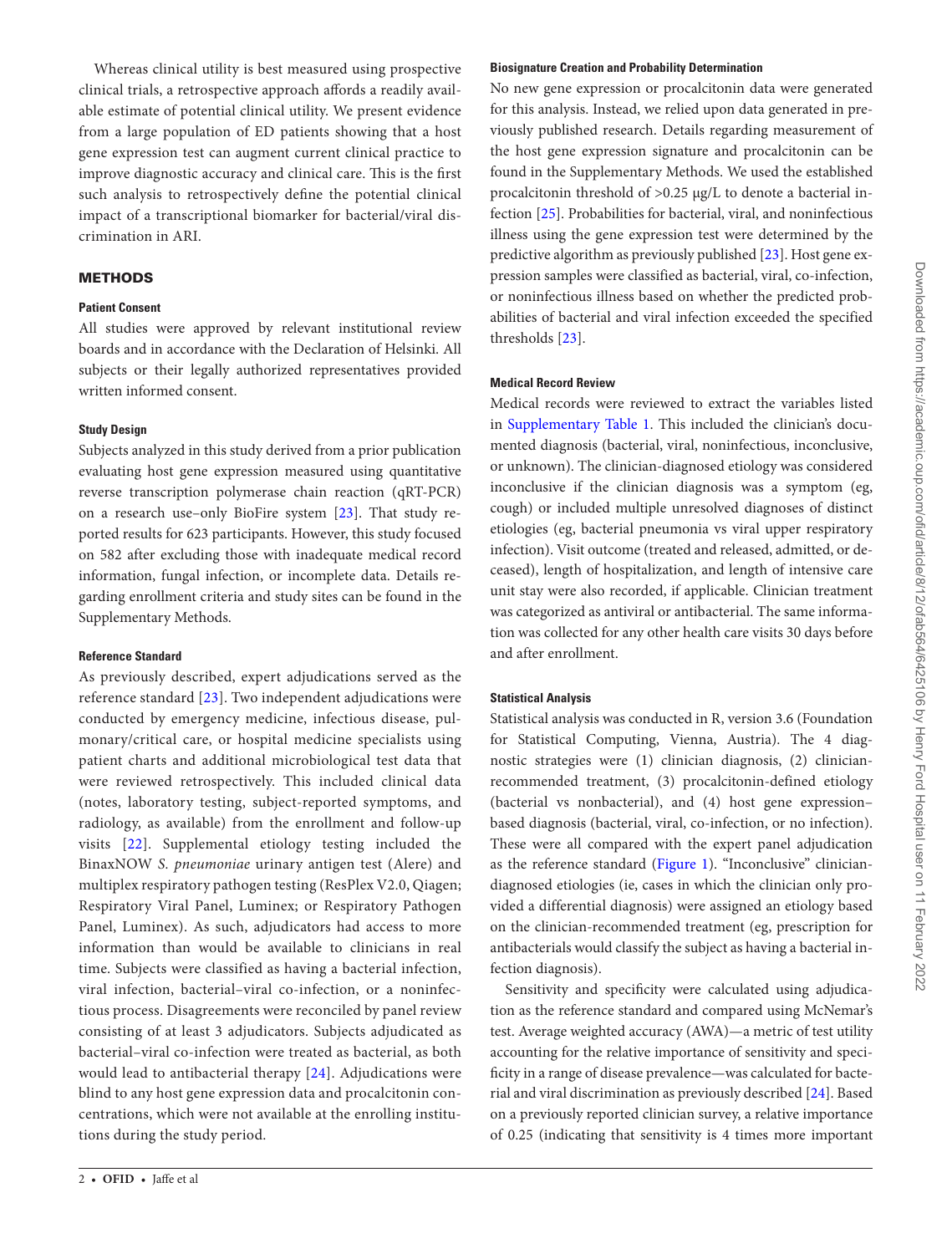Whereas clinical utility is best measured using prospective clinical trials, a retrospective approach affords a readily available estimate of potential clinical utility. We present evidence from a large population of ED patients showing that a host gene expression test can augment current clinical practice to improve diagnostic accuracy and clinical care. This is the first such analysis to retrospectively define the potential clinical impact of a transcriptional biomarker for bacterial/viral discrimination in ARI.

## METHODS

### Patient Consent

All studies were approved by relevant institutional review boards and in accordance with the Declaration of Helsinki. All subjects or their legally authorized representatives provided written informed consent.

### Study Design

Subjects analyzed in this study derived from a prior publication evaluating host gene expression measured using quantitative reverse transcription polymerase chain reaction (qRT-PCR) on a research use–only BioFire system [23]. That study reported results for 623 participants. However, this study focused on 582 after excluding those with inadequate medical record information, fungal infection, or incomplete data. Details regarding enrollment criteria and study sites can be found in the Supplementary Methods.

### Reference Standard

As previously described, expert adjudications served as the reference standard [23]. Two independent adjudications were conducted by emergency medicine, infectious disease, pulmonary/critical care, or hospital medicine specialists using patient charts and additional microbiological test data that were reviewed retrospectively. This included clinical data (notes, laboratory testing, subject-reported symptoms, and radiology, as available) from the enrollment and follow-up visits [22]. Supplemental etiology testing included the BinaxNOW *S. pneumoniae* urinary antigen test (Alere) and multiplex respiratory pathogen testing (ResPlex V2.0, Qiagen; Respiratory Viral Panel, Luminex; or Respiratory Pathogen Panel, Luminex). As such, adjudicators had access to more information than would be available to clinicians in real time. Subjects were classified as having a bacterial infection, viral infection, bacterial–viral co-infection, or a noninfectious process. Disagreements were reconciled by panel review consisting of at least 3 adjudicators. Subjects adjudicated as bacterial–viral co-infection were treated as bacterial, as both would lead to antibacterial therapy [24]. Adjudications were blind to any host gene expression data and procalcitonin concentrations, which were not available at the enrolling institutions during the study period.

### Biosignature Creation and Probability Determination

No new gene expression or procalcitonin data were generated for this analysis. Instead, we relied upon data generated in previously published research. Details regarding measurement of the host gene expression signature and procalcitonin can be found in the Supplementary Methods. We used the established procalcitonin threshold of >0.25 µg/L to denote a bacterial infection [25]. Probabilities for bacterial, viral, and noninfectious illness using the gene expression test were determined by the predictive algorithm as previously published [23]. Host gene expression samples were classified as bacterial, viral, co-infection, or noninfectious illness based on whether the predicted probabilities of bacterial and viral infection exceeded the specified thresholds [23].

### Medical Record Review

Medical records were reviewed to extract the variables listed in Supplementary Table 1. This included the clinician's documented diagnosis (bacterial, viral, noninfectious, inconclusive, or unknown). The clinician-diagnosed etiology was considered inconclusive if the clinician diagnosis was a symptom (eg, cough) or included multiple unresolved diagnoses of distinct etiologies (eg, bacterial pneumonia vs viral upper respiratory infection). Visit outcome (treated and released, admitted, or deceased), length of hospitalization, and length of intensive care unit stay were also recorded, if applicable. Clinician treatment was categorized as antiviral or antibacterial. The same information was collected for any other health care visits 30 days before and after enrollment.

### Statistical Analysis

Statistical analysis was conducted in R, version 3.6 (Foundation for Statistical Computing, Vienna, Austria). The 4 diagnostic strategies were (1) clinician diagnosis, (2) clinician-recommended treatment, (3) procalcitonin-defined etiology (bacterial vs nonbacterial), and (4) host gene expression–based diagnosis (bacterial, viral, co-infection, or no infection). These were all compared with the expert panel adjudication as the reference standard (Figure 1). "Inconclusive" clinician-diagnosed etiologies (ie, cases in which the clinician only provided a differential diagnosis) were assigned an etiology based on the clinician-recommended treatment (eg, prescription for antibacterials would classify the subject as having a bacterial infection diagnosis).

Sensitivity and specificity were calculated using adjudication as the reference standard and compared using McNemar's test. Average weighted accuracy (AWA)—a metric of test utility accounting for the relative importance of sensitivity and specificity in a range of disease prevalence—was calculated for bacterial and viral discrimination as previously described [24]. Based on a previously reported clinician survey, a relative importance of 0.25 (indicating that sensitivity is 4 times more important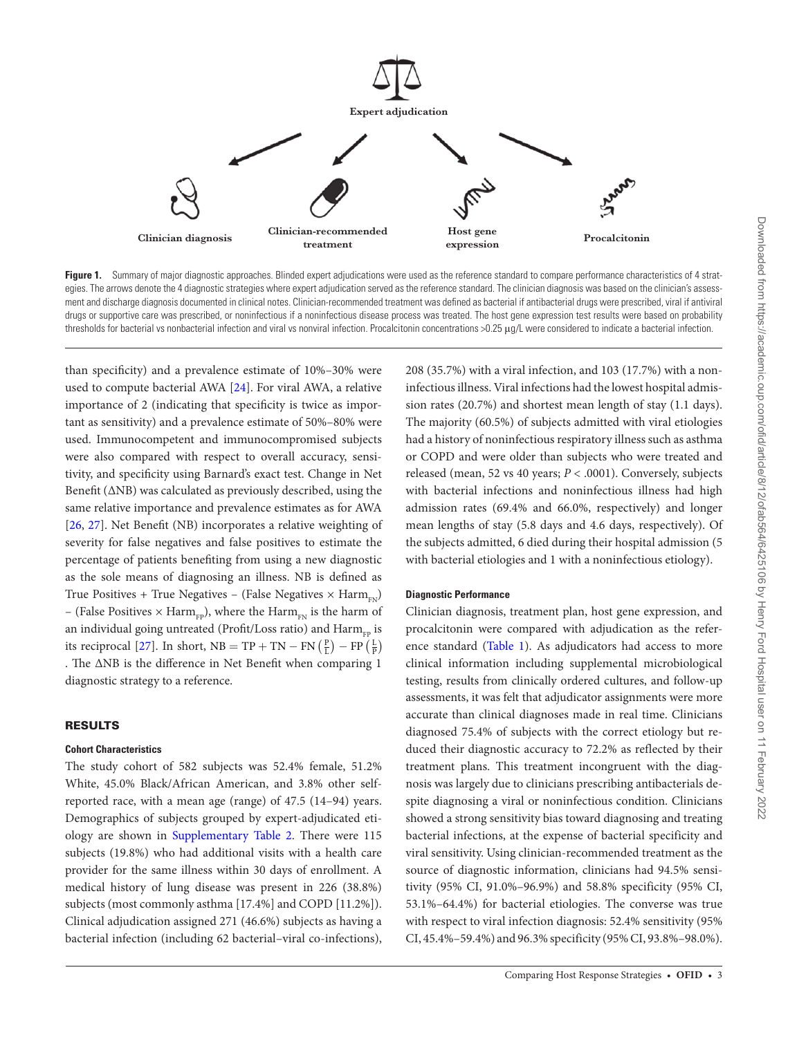Expert adjudication

Clinician diagnosis

Clinician-recommended treatment

Host gene expression

Procalcitonin

**Figure 1.** Summary of major diagnostic approaches. Blinded expert adjudications were used as the reference standard to compare performance characteristics of 4 strategies. The arrows denote the 4 diagnostic strategies where expert adjudication served as the reference standard. The clinician diagnosis was based on the clinician's assessment and discharge diagnosis documented in clinical notes. Clinician-recommended treatment was defined as bacterial if antibacterial drugs were prescribed, viral if antiviral drugs or supportive care was prescribed, or noninfectious if a noninfectious disease process was treated. The host gene expression test results were based on probability thresholds for bacterial vs nonbacterial infection and viral vs nonviral infection. Procalcitonin concentrations >0.25 µg/L were considered to indicate a bacterial infection.

than specificity) and a prevalence estimate of 10%–30% were used to compute bacterial AWA [24]. For viral AWA, a relative importance of 2 (indicating that specificity is twice as important as sensitivity) and a prevalence estimate of 50%–80% were used. Immunocompetent and immunocompromised subjects were also compared with respect to overall accuracy, sensitivity, and specificity using Barnard's exact test. Change in Net Benefit (ΔNB) was calculated as previously described, using the same relative importance and prevalence estimates as for AWA [26, 27]. Net Benefit (NB) incorporates a relative weighting of severity for false negatives and false positives to estimate the percentage of patients benefiting from using a new diagnostic as the sole means of diagnosing an illness. NB is defined as True Positives + True Negatives – (False Negatives × $\text{Harm}_{\text{FN}}$) – (False Positives × $\text{Harm}_{\text{FP}}$), where the $\text{Harm}_{\text{FN}}$ is the harm of an individual going untreated (Profit/Loss ratio) and $\text{Harm}_{\text{FP}}$ is its reciprocal [27]. In short, $\text{NB} = \text{TP} + \text{TN} - \text{FN}\left(\frac{\text{P}}{\text{L}}\right) - \text{FP}\left(\frac{\text{L}}{\text{P}}\right)$. The ΔNB is the difference in Net Benefit when comparing 1 diagnostic strategy to a reference.

## RESULTS

### Cohort Characteristics

The study cohort of 582 subjects was 52.4% female, 51.2% White, 45.0% Black/African American, and 3.8% other self-reported race, with a mean age (range) of 47.5 (14–94) years. Demographics of subjects grouped by expert-adjudicated etiology are shown in Supplementary Table 2. There were 115 subjects (19.8%) who had additional visits with a health care provider for the same illness within 30 days of enrollment. A medical history of lung disease was present in 226 (38.8%) subjects (most commonly asthma [17.4%] and COPD [11.2%]). Clinical adjudication assigned 271 (46.6%) subjects as having a bacterial infection (including 62 bacterial–viral co-infections), 208 (35.7%) with a viral infection, and 103 (17.7%) with a noninfectious illness. Viral infections had the lowest hospital admission rates (20.7%) and shortest mean length of stay (1.1 days). The majority (60.5%) of subjects admitted with viral etiologies had a history of noninfectious respiratory illness such as asthma or COPD and were older than subjects who were treated and released (mean, 52 vs 40 years; $P < .0001$). Conversely, subjects with bacterial infections and noninfectious illness had high admission rates (69.4% and 66.0%, respectively) and longer mean lengths of stay (5.8 days and 4.6 days, respectively). Of the subjects admitted, 6 died during their hospital admission (5 with bacterial etiologies and 1 with a noninfectious etiology).

### Diagnostic Performance

Clinician diagnosis, treatment plan, host gene expression, and procalcitonin were compared with adjudication as the reference standard (Table 1). As adjudicators had access to more clinical information including supplemental microbiological testing, results from clinically ordered cultures, and follow-up assessments, it was felt that adjudicator assignments were more accurate than clinical diagnoses made in real time. Clinicians diagnosed 75.4% of subjects with the correct etiology but reduced their diagnostic accuracy to 72.2% as reflected by their treatment plans. This treatment incongruent with the diagnosis was largely due to clinicians prescribing antibacterials despite diagnosing a viral or noninfectious condition. Clinicians showed a strong sensitivity bias toward diagnosing and treating bacterial infections, at the expense of bacterial specificity and viral sensitivity. Using clinician-recommended treatment as the source of diagnostic information, clinicians had 94.5% sensitivity (95% CI, 91.0%–96.9%) and 58.8% specificity (95% CI, 53.1%–64.4%) for bacterial etiologies. The converse was true with respect to viral infection diagnosis: 52.4% sensitivity (95% CI, 45.4%–59.4%) and 96.3% specificity (95% CI, 93.8%–98.0%).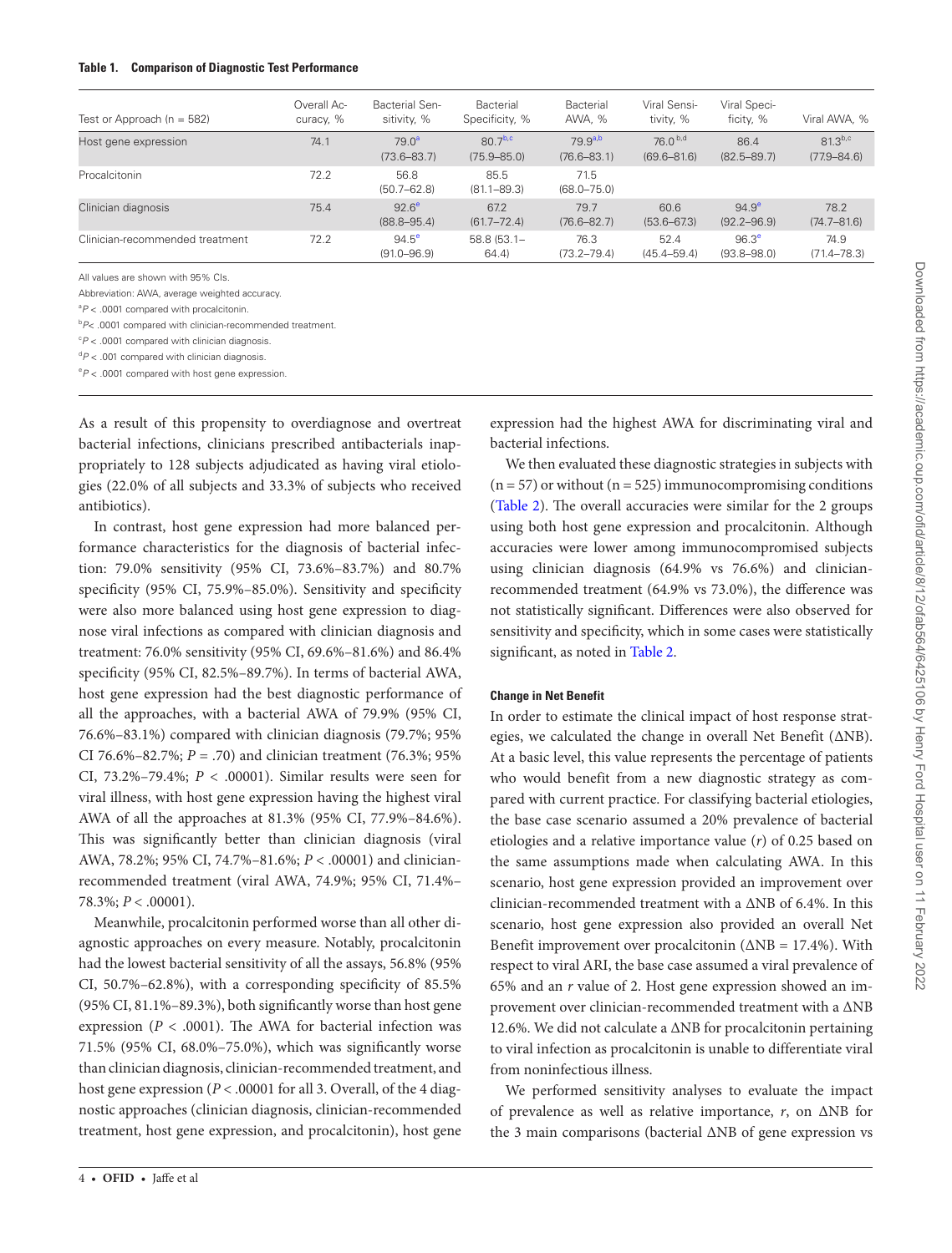**Table 1. Comparison of Diagnostic Test Performance**

| Test or Approach (n = 582) | Overall Accuracy, % | Bacterial Sensitivity, % | Bacterial Specificity, % | Bacterial AWA, % | Viral Sensitivity, % | Viral Specificity, % | Viral AWA, % |
|---|---|---|---|---|---|---|---|
| Host gene expression | 74.1 | 79.0[a] (73.6–83.7) | 80.7[b,c] (75.9–85.0) | 79.9[a,b] (76.6–83.1) | 76.0[b,d] (69.6–81.6) | 86.4 (82.5–89.7) | 81.3[b,c] (77.9–84.6) |
| Procalcitonin | 72.2 | 56.8 (50.7–62.8) | 85.5 (81.1–89.3) | 71.5 (68.0–75.0) | | | |
| Clinician diagnosis | 75.4 | 92.6[e] (88.8–95.4) | 67.2 (61.7–72.4) | 79.7 (76.6–82.7) | 60.6 (53.6–67.3) | 94.9[e] (92.2–96.9) | 78.2 (74.7–81.6) |
| Clinician-recommended treatment | 72.2 | 94.5[e] (91.0–96.9) | 58.8 (53.1–64.4) | 76.3 (73.2–79.4) | 52.4 (45.4–59.4) | 96.3[e] (93.8–98.0) | 74.9 (71.4–78.3) |

All values are shown with 95% CIs.

Abbreviation: AWA, average weighted accuracy.

[a]$P < .0001$ compared with procalcitonin.

[b]$P < .0001$ compared with clinician-recommended treatment.

[c]$P < .0001$ compared with clinician diagnosis.

[d]$P < .001$ compared with clinician diagnosis.

[e]$P < .0001$ compared with host gene expression.

As a result of this propensity to overdiagnose and overtreat bacterial infections, clinicians prescribed antibacterials inappropriately to 128 subjects adjudicated as having viral etiologies (22.0% of all subjects and 33.3% of subjects who received antibiotics).

In contrast, host gene expression had more balanced performance characteristics for the diagnosis of bacterial infection: 79.0% sensitivity (95% CI, 73.6%–83.7%) and 80.7% specificity (95% CI, 75.9%–85.0%). Sensitivity and specificity were also more balanced using host gene expression to diagnose viral infections as compared with clinician diagnosis and treatment: 76.0% sensitivity (95% CI, 69.6%–81.6%) and 86.4% specificity (95% CI, 82.5%–89.7%). In terms of bacterial AWA, host gene expression had the best diagnostic performance of all the approaches, with a bacterial AWA of 79.9% (95% CI, 76.6%–83.1%) compared with clinician diagnosis (79.7%; 95% CI 76.6%–82.7%; $P = .70$) and clinician treatment (76.3%; 95% CI, 73.2%–79.4%; $P < .00001$). Similar results were seen for viral illness, with host gene expression having the highest viral AWA of all the approaches at 81.3% (95% CI, 77.9%–84.6%). This was significantly better than clinician diagnosis (viral AWA, 78.2%; 95% CI, 74.7%–81.6%; $P < .00001$) and clinician-recommended treatment (viral AWA, 74.9%; 95% CI, 71.4%–78.3%; $P < .00001$).

Meanwhile, procalcitonin performed worse than all other diagnostic approaches on every measure. Notably, procalcitonin had the lowest bacterial sensitivity of all the assays, 56.8% (95% CI, 50.7%–62.8%), with a corresponding specificity of 85.5% (95% CI, 81.1%–89.3%), both significantly worse than host gene expression ($P < .0001$). The AWA for bacterial infection was 71.5% (95% CI, 68.0%–75.0%), which was significantly worse than clinician diagnosis, clinician-recommended treatment, and host gene expression ($P < .00001$ for all 3. Overall, of the 4 diagnostic approaches (clinician diagnosis, clinician-recommended treatment, host gene expression, and procalcitonin), host gene expression had the highest AWA for discriminating viral and bacterial infections.

We then evaluated these diagnostic strategies in subjects with (n = 57) or without (n = 525) immunocompromising conditions (Table 2). The overall accuracies were similar for the 2 groups using both host gene expression and procalcitonin. Although accuracies were lower among immunocompromised subjects using clinician diagnosis (64.9% vs 76.6%) and clinician-recommended treatment (64.9% vs 73.0%), the difference was not statistically significant. Differences were also observed for sensitivity and specificity, which in some cases were statistically significant, as noted in Table 2.

#### Change in Net Benefit

In order to estimate the clinical impact of host response strategies, we calculated the change in overall Net Benefit (ΔNB). At a basic level, this value represents the percentage of patients who would benefit from a new diagnostic strategy as compared with current practice. For classifying bacterial etiologies, the base case scenario assumed a 20% prevalence of bacterial etiologies and a relative importance value ($r$) of 0.25 based on the same assumptions made when calculating AWA. In this scenario, host gene expression provided an improvement over clinician-recommended treatment with a ΔNB of 6.4%. In this scenario, host gene expression also provided an overall Net Benefit improvement over procalcitonin (ΔNB = 17.4%). With respect to viral ARI, the base case assumed a viral prevalence of 65% and an $r$ value of 2. Host gene expression showed an improvement over clinician-recommended treatment with a ΔNB 12.6%. We did not calculate a ΔNB for procalcitonin pertaining to viral infection as procalcitonin is unable to differentiate viral from noninfectious illness.

We performed sensitivity analyses to evaluate the impact of prevalence as well as relative importance, $r$, on ΔNB for the 3 main comparisons (bacterial ΔNB of gene expression vs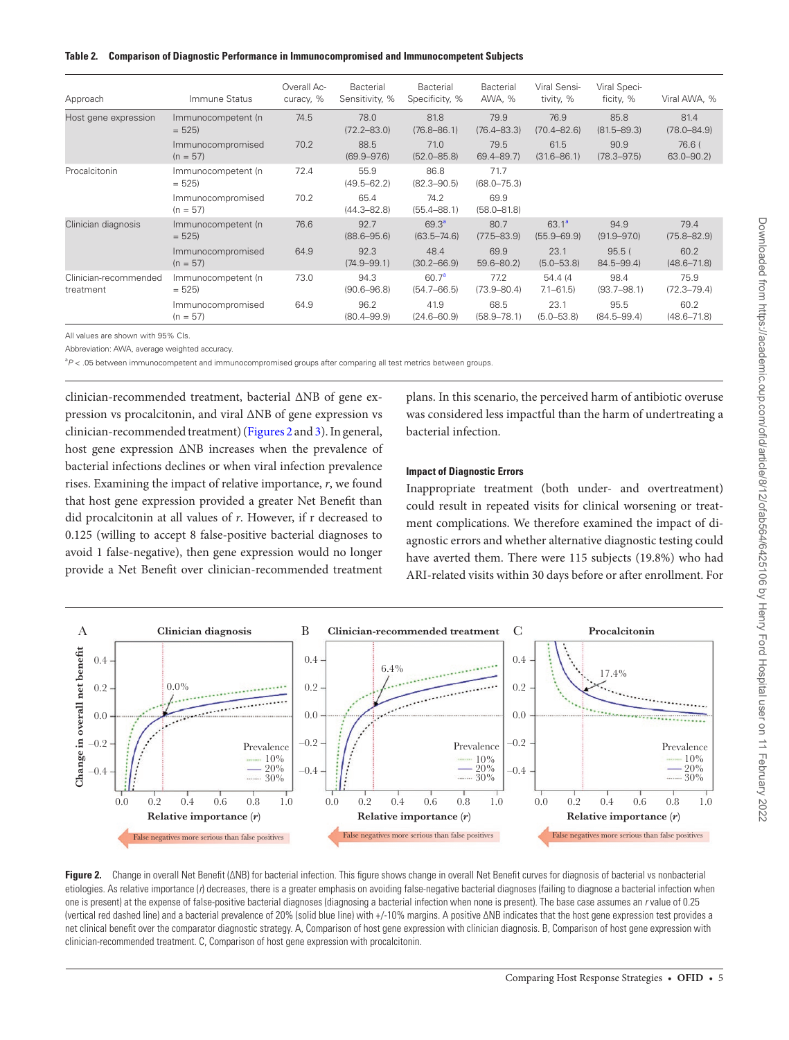**Table 2. Comparison of Diagnostic Performance in Immunocompromised and Immunocompetent Subjects**

| Approach | Immune Status | Overall Accuracy, % | Bacterial Sensitivity, % | Bacterial Specificity, % | Bacterial AWA, % | Viral Sensitivity, % | Viral Specificity, % | Viral AWA, % |
|---|---|---|---|---|---|---|---|---|
| Host gene expression | Immunocompetent (n = 525) | 74.5 | 78.0 (72.2–83.0) | 81.8 (76.8–86.1) | 79.9 (76.4–83.3) | 76.9 (70.4–82.6) | 85.8 (81.5–89.3) | 81.4 (78.0–84.9) |
| | Immunocompromised (n = 57) | 70.2 | 88.5 (69.9–97.6) | 71.0 (52.0–85.8) | 79.5 69.4–89.7) | 61.5 (31.6–86.1) | 90.9 (78.3–97.5) | 76.6 ( 63.0–90.2) |
| Procalcitonin | Immunocompetent (n = 525) | 72.4 | 55.9 (49.5–62.2) | 86.8 (82.3–90.5) | 71.7 (68.0–75.3) | | | |
| | Immunocompromised (n = 57) | 70.2 | 65.4 (44.3–82.8) | 74.2 (55.4–88.1) | 69.9 (58.0–81.8) | | | |
| Clinician diagnosis | Immunocompetent (n = 525) | 76.6 | 92.7 (88.6–95.6) | 69.3[a] (63.5–74.6) | 80.7 (77.5–83.9) | 63.1[a] (55.9–69.9) | 94.9 (91.9–97.0) | 79.4 (75.8–82.9) |
| | Immunocompromised (n = 57) | 64.9 | 92.3 (74.9–99.1) | 48.4 (30.2–66.9) | 69.9 59.6–80.2) | 23.1 (5.0–53.8) | 95.5 ( 84.5–99.4) | 60.2 (48.6–71.8) |
| Clinician-recommended treatment | Immunocompetent (n = 525) | 73.0 | 94.3 (90.6–96.8) | 60.7[a] (54.7–66.5) | 77.2 (73.9–80.4) | 54.4 (4 7.1–61.5) | 98.4 (93.7–98.1) | 75.9 (72.3–79.4) |
| | Immunocompromised (n = 57) | 64.9 | 96.2 (80.4–99.9) | 41.9 (24.6–60.9) | 68.5 (58.9–78.1) | 23.1 (5.0–53.8) | 95.5 (84.5–99.4) | 60.2 (48.6–71.8) |

All values are shown with 95% CIs.

Abbreviation: AWA, average weighted accuracy.

[a]$P < .05$ between immunocompetent and immunocompromised groups after comparing all test metrics between groups.

clinician-recommended treatment, bacterial ΔNB of gene expression vs procalcitonin, and viral ΔNB of gene expression vs clinician-recommended treatment (Figures 2 and 3). In general, host gene expression ΔNB increases when the prevalence of bacterial infections declines or when viral infection prevalence rises. Examining the impact of relative importance, *r*, we found that host gene expression provided a greater Net Benefit than did procalcitonin at all values of *r*. However, if r decreased to 0.125 (willing to accept 8 false-positive bacterial diagnoses to avoid 1 false-negative), then gene expression would no longer provide a Net Benefit over clinician-recommended treatment plans. In this scenario, the perceived harm of antibiotic overuse was considered less impactful than the harm of undertreating a bacterial infection.

### Impact of Diagnostic Errors

Inappropriate treatment (both under- and overtreatment) could result in repeated visits for clinical worsening or treatment complications. We therefore examined the impact of diagnostic errors and whether alternative diagnostic testing could have averted them. There were 115 subjects (19.8%) who had ARI-related visits within 30 days before or after enrollment. For

**Figure 2.** Change in overall Net Benefit (ΔNB) for bacterial infection. This figure shows change in overall Net Benefit curves for diagnosis of bacterial vs nonbacterial etiologies. As relative importance (*r*) decreases, there is a greater emphasis on avoiding false-negative bacterial diagnoses (failing to diagnose a bacterial infection when one is present) at the expense of false-positive bacterial diagnoses (diagnosing a bacterial infection when none is present). The base case assumes an *r* value of 0.25 (vertical red dashed line) and a bacterial prevalence of 20% (solid blue line) with +/-10% margins. A positive ΔNB indicates that the host gene expression test provides a net clinical benefit over the comparator diagnostic strategy. A, Comparison of host gene expression with clinician diagnosis. B, Comparison of host gene expression with clinician-recommended treatment. C, Comparison of host gene expression with procalcitonin.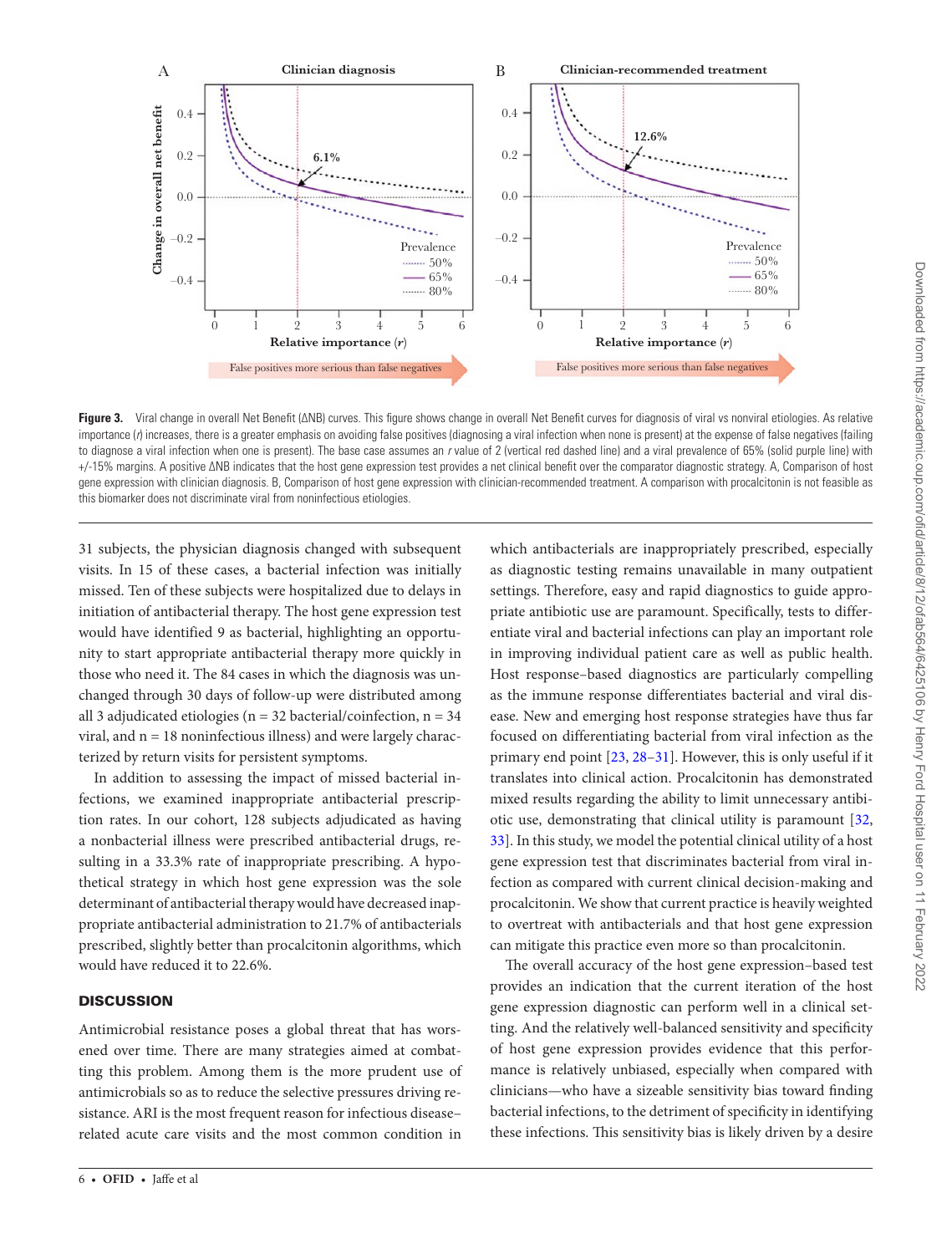**Figure 3.** Viral change in overall Net Benefit (ΔNB) curves. This figure shows change in overall Net Benefit curves for diagnosis of viral vs nonviral etiologies. As relative importance (*r*) increases, there is a greater emphasis on avoiding false positives (diagnosing a viral infection when none is present) at the expense of false negatives (failing to diagnose a viral infection when one is present). The base case assumes an *r* value of 2 (vertical red dashed line) and a viral prevalence of 65% (solid purple line) with +/-15% margins. A positive ΔNB indicates that the host gene expression test provides a net clinical benefit over the comparator diagnostic strategy. A, Comparison of host gene expression with clinician diagnosis. B, Comparison of host gene expression with clinician-recommended treatment. A comparison with procalcitonin is not feasible as this biomarker does not discriminate viral from noninfectious etiologies.

31 subjects, the physician diagnosis changed with subsequent visits. In 15 of these cases, a bacterial infection was initially missed. Ten of these subjects were hospitalized due to delays in initiation of antibacterial therapy. The host gene expression test would have identified 9 as bacterial, highlighting an opportunity to start appropriate antibacterial therapy more quickly in those who need it. The 84 cases in which the diagnosis was unchanged through 30 days of follow-up were distributed among all 3 adjudicated etiologies (n = 32 bacterial/coinfection, n = 34 viral, and n = 18 noninfectious illness) and were largely characterized by return visits for persistent symptoms.

In addition to assessing the impact of missed bacterial infections, we examined inappropriate antibacterial prescription rates. In our cohort, 128 subjects adjudicated as having a nonbacterial illness were prescribed antibacterial drugs, resulting in a 33.3% rate of inappropriate prescribing. A hypothetical strategy in which host gene expression was the sole determinant of antibacterial therapy would have decreased inappropriate antibacterial administration to 21.7% of antibacterials prescribed, slightly better than procalcitonin algorithms, which would have reduced it to 22.6%.

## DISCUSSION

Antimicrobial resistance poses a global threat that has worsened over time. There are many strategies aimed at combatting this problem. Among them is the more prudent use of antimicrobials so as to reduce the selective pressures driving resistance. ARI is the most frequent reason for infectious disease–related acute care visits and the most common condition in which antibacterials are inappropriately prescribed, especially as diagnostic testing remains unavailable in many outpatient settings. Therefore, easy and rapid diagnostics to guide appropriate antibiotic use are paramount. Specifically, tests to differentiate viral and bacterial infections can play an important role in improving individual patient care as well as public health. Host response–based diagnostics are particularly compelling as the immune response differentiates bacterial and viral disease. New and emerging host response strategies have thus far focused on differentiating bacterial from viral infection as the primary end point [23, 28–31]. However, this is only useful if it translates into clinical action. Procalcitonin has demonstrated mixed results regarding the ability to limit unnecessary antibiotic use, demonstrating that clinical utility is paramount [32, 33]. In this study, we model the potential clinical utility of a host gene expression test that discriminates bacterial from viral infection as compared with current clinical decision-making and procalcitonin. We show that current practice is heavily weighted to overtreat with antibacterials and that host gene expression can mitigate this practice even more so than procalcitonin.

The overall accuracy of the host gene expression–based test provides an indication that the current iteration of the host gene expression diagnostic can perform well in a clinical setting. And the relatively well-balanced sensitivity and specificity of host gene expression provides evidence that this performance is relatively unbiased, especially when compared with clinicians—who have a sizeable sensitivity bias toward finding bacterial infections, to the detriment of specificity in identifying these infections. This sensitivity bias is likely driven by a desire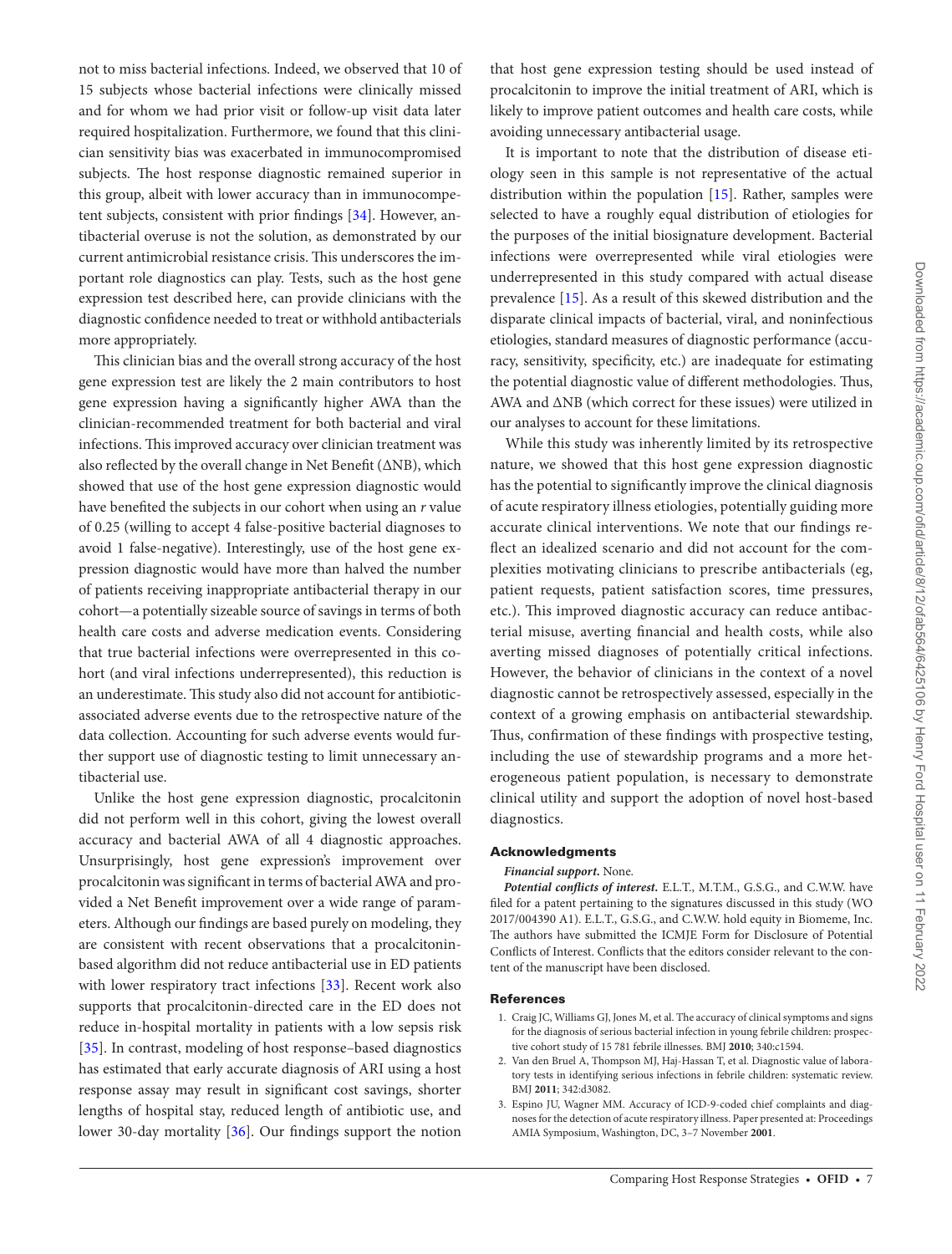not to miss bacterial infections. Indeed, we observed that 10 of 15 subjects whose bacterial infections were clinically missed and for whom we had prior visit or follow-up visit data later required hospitalization. Furthermore, we found that this clinician sensitivity bias was exacerbated in immunocompromised subjects. The host response diagnostic remained superior in this group, albeit with lower accuracy than in immunocompetent subjects, consistent with prior findings [34]. However, antibacterial overuse is not the solution, as demonstrated by our current antimicrobial resistance crisis. This underscores the important role diagnostics can play. Tests, such as the host gene expression test described here, can provide clinicians with the diagnostic confidence needed to treat or withhold antibacterials more appropriately.

This clinician bias and the overall strong accuracy of the host gene expression test are likely the 2 main contributors to host gene expression having a significantly higher AWA than the clinician-recommended treatment for both bacterial and viral infections. This improved accuracy over clinician treatment was also reflected by the overall change in Net Benefit (ΔNB), which showed that use of the host gene expression diagnostic would have benefited the subjects in our cohort when using an *r* value of 0.25 (willing to accept 4 false-positive bacterial diagnoses to avoid 1 false-negative). Interestingly, use of the host gene expression diagnostic would have more than halved the number of patients receiving inappropriate antibacterial therapy in our cohort—a potentially sizeable source of savings in terms of both health care costs and adverse medication events. Considering that true bacterial infections were overrepresented in this cohort (and viral infections underrepresented), this reduction is an underestimate. This study also did not account for antibiotic-associated adverse events due to the retrospective nature of the data collection. Accounting for such adverse events would further support use of diagnostic testing to limit unnecessary antibacterial use.

Unlike the host gene expression diagnostic, procalcitonin did not perform well in this cohort, giving the lowest overall accuracy and bacterial AWA of all 4 diagnostic approaches. Unsurprisingly, host gene expression's improvement over procalcitonin was significant in terms of bacterial AWA and provided a Net Benefit improvement over a wide range of parameters. Although our findings are based purely on modeling, they are consistent with recent observations that a procalcitonin-based algorithm did not reduce antibacterial use in ED patients with lower respiratory tract infections [33]. Recent work also supports that procalcitonin-directed care in the ED does not reduce in-hospital mortality in patients with a low sepsis risk [35]. In contrast, modeling of host response–based diagnostics has estimated that early accurate diagnosis of ARI using a host response assay may result in significant cost savings, shorter lengths of hospital stay, reduced length of antibiotic use, and lower 30-day mortality [36]. Our findings support the notion that host gene expression testing should be used instead of procalcitonin to improve the initial treatment of ARI, which is likely to improve patient outcomes and health care costs, while avoiding unnecessary antibacterial usage.

It is important to note that the distribution of disease etiology seen in this sample is not representative of the actual distribution within the population [15]. Rather, samples were selected to have a roughly equal distribution of etiologies for the purposes of the initial biosignature development. Bacterial infections were overrepresented while viral etiologies were underrepresented in this study compared with actual disease prevalence [15]. As a result of this skewed distribution and the disparate clinical impacts of bacterial, viral, and noninfectious etiologies, standard measures of diagnostic performance (accuracy, sensitivity, specificity, etc.) are inadequate for estimating the potential diagnostic value of different methodologies. Thus, AWA and ΔNB (which correct for these issues) were utilized in our analyses to account for these limitations.

While this study was inherently limited by its retrospective nature, we showed that this host gene expression diagnostic has the potential to significantly improve the clinical diagnosis of acute respiratory illness etiologies, potentially guiding more accurate clinical interventions. We note that our findings reflect an idealized scenario and did not account for the complexities motivating clinicians to prescribe antibacterials (eg, patient requests, patient satisfaction scores, time pressures, etc.). This improved diagnostic accuracy can reduce antibacterial misuse, averting financial and health costs, while also averting missed diagnoses of potentially critical infections. However, the behavior of clinicians in the context of a novel diagnostic cannot be retrospectively assessed, especially in the context of a growing emphasis on antibacterial stewardship. Thus, confirmation of these findings with prospective testing, including the use of stewardship programs and a more heterogeneous patient population, is necessary to demonstrate clinical utility and support the adoption of novel host-based diagnostics.

## Acknowledgments

***Financial support.*** None.

***Potential conflicts of interest.*** E.L.T., M.T.M., G.S.G., and C.W.W. have filed for a patent pertaining to the signatures discussed in this study (WO 2017/004390 A1). E.L.T., G.S.G., and C.W.W. hold equity in Biomeme, Inc. The authors have submitted the ICMJE Form for Disclosure of Potential Conflicts of Interest. Conflicts that the editors consider relevant to the content of the manuscript have been disclosed.

## References

1. Craig JC, Williams GJ, Jones M, et al. The accuracy of clinical symptoms and signs for the diagnosis of serious bacterial infection in young febrile children: prospective cohort study of 15 781 febrile illnesses. BMJ **2010**; 340:c1594.
2. Van den Bruel A, Thompson MJ, Haj-Hassan T, et al. Diagnostic value of laboratory tests in identifying serious infections in febrile children: systematic review. BMJ **2011**; 342:d3082.
3. Espino JU, Wagner MM. Accuracy of ICD-9-coded chief complaints and diagnoses for the detection of acute respiratory illness. Paper presented at: Proceedings AMIA Symposium, Washington, DC, 3–7 November **2001**.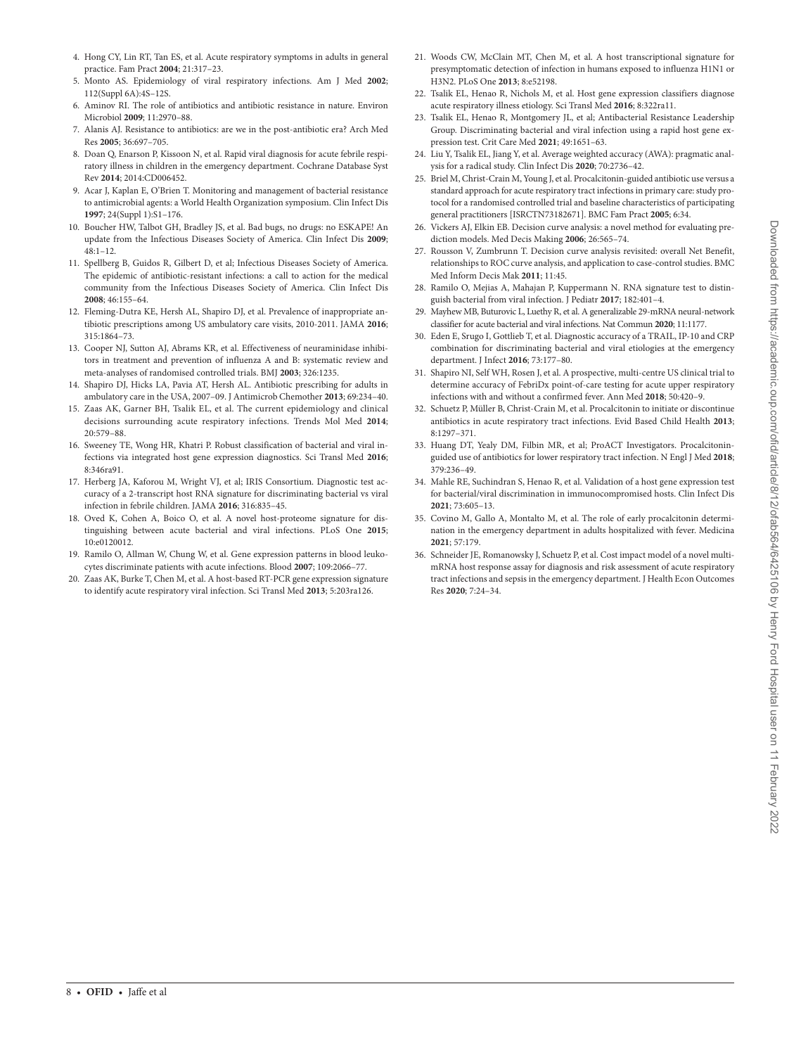4. Hong CY, Lin RT, Tan ES, et al. Acute respiratory symptoms in adults in general practice. Fam Pract **2004**; 21:317–23.
5. Monto AS. Epidemiology of viral respiratory infections. Am J Med **2002**; 112(Suppl 6A):4S–12S.
6. Aminov RI. The role of antibiotics and antibiotic resistance in nature. Environ Microbiol **2009**; 11:2970–88.
7. Alanis AJ. Resistance to antibiotics: are we in the post-antibiotic era? Arch Med Res **2005**; 36:697–705.
8. Doan Q, Enarson P, Kissoon N, et al. Rapid viral diagnosis for acute febrile respiratory illness in children in the emergency department. Cochrane Database Syst Rev **2014**; 2014:CD006452.
9. Acar J, Kaplan E, O'Brien T. Monitoring and management of bacterial resistance to antimicrobial agents: a World Health Organization symposium. Clin Infect Dis **1997**; 24(Suppl 1):S1–176.
10. Boucher HW, Talbot GH, Bradley JS, et al. Bad bugs, no drugs: no ESKAPE! An update from the Infectious Diseases Society of America. Clin Infect Dis **2009**; 48:1–12.
11. Spellberg B, Guidos R, Gilbert D, et al; Infectious Diseases Society of America. The epidemic of antibiotic-resistant infections: a call to action for the medical community from the Infectious Diseases Society of America. Clin Infect Dis **2008**; 46:155–64.
12. Fleming-Dutra KE, Hersh AL, Shapiro DJ, et al. Prevalence of inappropriate antibiotic prescriptions among US ambulatory care visits, 2010-2011. JAMA **2016**; 315:1864–73.
13. Cooper NJ, Sutton AJ, Abrams KR, et al. Effectiveness of neuraminidase inhibitors in treatment and prevention of influenza A and B: systematic review and meta-analyses of randomised controlled trials. BMJ **2003**; 326:1235.
14. Shapiro DJ, Hicks LA, Pavia AT, Hersh AL. Antibiotic prescribing for adults in ambulatory care in the USA, 2007–09. J Antimicrob Chemother **2013**; 69:234–40.
15. Zaas AK, Garner BH, Tsalik EL, et al. The current epidemiology and clinical decisions surrounding acute respiratory infections. Trends Mol Med **2014**; 20:579–88.
16. Sweeney TE, Wong HR, Khatri P. Robust classification of bacterial and viral infections via integrated host gene expression diagnostics. Sci Transl Med **2016**; 8:346ra91.
17. Herberg JA, Kaforou M, Wright VJ, et al; IRIS Consortium. Diagnostic test accuracy of a 2-transcript host RNA signature for discriminating bacterial vs viral infection in febrile children. JAMA **2016**; 316:835–45.
18. Oved K, Cohen A, Boico O, et al. A novel host-proteome signature for distinguishing between acute bacterial and viral infections. PLoS One **2015**; 10:e0120012.
19. Ramilo O, Allman W, Chung W, et al. Gene expression patterns in blood leukocytes discriminate patients with acute infections. Blood **2007**; 109:2066–77.
20. Zaas AK, Burke T, Chen M, et al. A host-based RT-PCR gene expression signature to identify acute respiratory viral infection. Sci Transl Med **2013**; 5:203ra126.
21. Woods CW, McClain MT, Chen M, et al. A host transcriptional signature for presymptomatic detection of infection in humans exposed to influenza H1N1 or H3N2. PLoS One **2013**; 8:e52198.
22. Tsalik EL, Henao R, Nichols M, et al. Host gene expression classifiers diagnose acute respiratory illness etiology. Sci Transl Med **2016**; 8:322ra11.
23. Tsalik EL, Henao R, Montgomery JL, et al; Antibacterial Resistance Leadership Group. Discriminating bacterial and viral infection using a rapid host gene expression test. Crit Care Med **2021**; 49:1651–63.
24. Liu Y, Tsalik EL, Jiang Y, et al. Average weighted accuracy (AWA): pragmatic analysis for a radical study. Clin Infect Dis **2020**; 70:2736–42.
25. Briel M, Christ-Crain M, Young J, et al. Procalcitonin-guided antibiotic use versus a standard approach for acute respiratory tract infections in primary care: study protocol for a randomised controlled trial and baseline characteristics of participating general practitioners [ISRCTN73182671]. BMC Fam Pract **2005**; 6:34.
26. Vickers AJ, Elkin EB. Decision curve analysis: a novel method for evaluating prediction models. Med Decis Making **2006**; 26:565–74.
27. Rousson V, Zumbrunn T. Decision curve analysis revisited: overall Net Benefit, relationships to ROC curve analysis, and application to case-control studies. BMC Med Inform Decis Mak **2011**; 11:45.
28. Ramilo O, Mejias A, Mahajan P, Kuppermann N. RNA signature test to distinguish bacterial from viral infection. J Pediatr **2017**; 182:401–4.
29. Mayhew MB, Buturovic L, Luethy R, et al. A generalizable 29-mRNA neural-network classifier for acute bacterial and viral infections. Nat Commun **2020**; 11:1177.
30. Eden E, Srugo I, Gottlieb T, et al. Diagnostic accuracy of a TRAIL, IP-10 and CRP combination for discriminating bacterial and viral etiologies at the emergency department. J Infect **2016**; 73:177–80.
31. Shapiro NI, Self WH, Rosen J, et al. A prospective, multi-centre US clinical trial to determine accuracy of FebriDx point-of-care testing for acute upper respiratory infections with and without a confirmed fever. Ann Med **2018**; 50:420–9.
32. Schuetz P, Müller B, Christ-Crain M, et al. Procalcitonin to initiate or discontinue antibiotics in acute respiratory tract infections. Evid Based Child Health **2013**; 8:1297–371.
33. Huang DT, Yealy DM, Filbin MR, et al; ProACT Investigators. Procalcitonin-guided use of antibiotics for lower respiratory tract infection. N Engl J Med **2018**; 379:236–49.
34. Mahle RE, Suchindran S, Henao R, et al. Validation of a host gene expression test for bacterial/viral discrimination in immunocompromised hosts. Clin Infect Dis **2021**; 73:605–13.
35. Covino M, Gallo A, Montalto M, et al. The role of early procalcitonin determination in the emergency department in adults hospitalized with fever. Medicina **2021**; 57:179.
36. Schneider JE, Romanowsky J, Schuetz P, et al. Cost impact model of a novel multi-mRNA host response assay for diagnosis and risk assessment of acute respiratory tract infections and sepsis in the emergency department. J Health Econ Outcomes Res **2020**; 7:24–34.